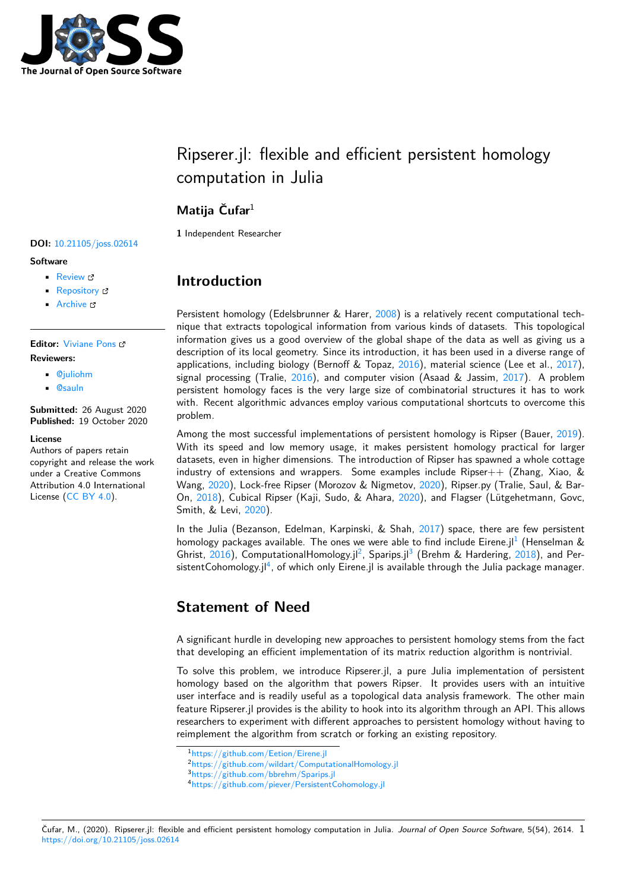# Ripserer.jl: flexible and efficient persistent homology computation in Julia

**Matija Čufar**[1]

**1** Independent Researcher

**DOI:** 10.21105/joss.02614

**Software**

- Review
- Repository
- Archive

**Editor:** Viviane Pons

**Reviewers:**

- @juliohm
- @sauln

**Submitted:** 26 August 2020
**Published:** 19 October 2020

**License**
Authors of papers retain copyright and release the work under a Creative Commons Attribution 4.0 International License (CC BY 4.0).

## Introduction

Persistent homology (Edelsbrunner & Harer, 2008) is a relatively recent computational technique that extracts topological information from various kinds of datasets. This topological information gives us a good overview of the global shape of the data as well as giving us a description of its local geometry. Since its introduction, it has been used in a diverse range of applications, including biology (Bernoff & Topaz, 2016), material science (Lee et al., 2017), signal processing (Tralie, 2016), and computer vision (Asaad & Jassim, 2017). A problem persistent homology faces is the very large size of combinatorial structures it has to work with. Recent algorithmic advances employ various computational shortcuts to overcome this problem.

Among the most successful implementations of persistent homology is Ripser (Bauer, 2019). With its speed and low memory usage, it makes persistent homology practical for larger datasets, even in higher dimensions. The introduction of Ripser has spawned a whole cottage industry of extensions and wrappers. Some examples include Ripser++ (Zhang, Xiao, & Wang, 2020), Lock-free Ripser (Morozov & Nigmetov, 2020), Ripser.py (Tralie, Saul, & Bar-On, 2018), Cubical Ripser (Kaji, Sudo, & Ahara, 2020), and Flagser (Lütgehetmann, Govc, Smith, & Levi, 2020).

In the Julia (Bezanson, Edelman, Karpinski, & Shah, 2017) space, there are few persistent homology packages available. The ones we were able to find include Eirene.jl[1] (Henselman & Ghrist, 2016), ComputationalHomology.jl[2], Sparips.jl[3] (Brehm & Hardering, 2018), and PersistentCohomology.jl[4], of which only Eirene.jl is available through the Julia package manager.

## Statement of Need

A significant hurdle in developing new approaches to persistent homology stems from the fact that developing an efficient implementation of its matrix reduction algorithm is nontrivial.

To solve this problem, we introduce Ripserer.jl, a pure Julia implementation of persistent homology based on the algorithm that powers Ripser. It provides users with an intuitive user interface and is readily useful as a topological data analysis framework. The other main feature Ripserer.jl provides is the ability to hook into its algorithm through an API. This allows researchers to experiment with different approaches to persistent homology without having to reimplement the algorithm from scratch or forking an existing repository.

[1] https://github.com/Eetion/Eirene.jl
[2] https://github.com/wildart/ComputationalHomology.jl
[3] https://github.com/bbrehm/Sparips.jl
[4] https://github.com/piever/PersistentCohomology.jl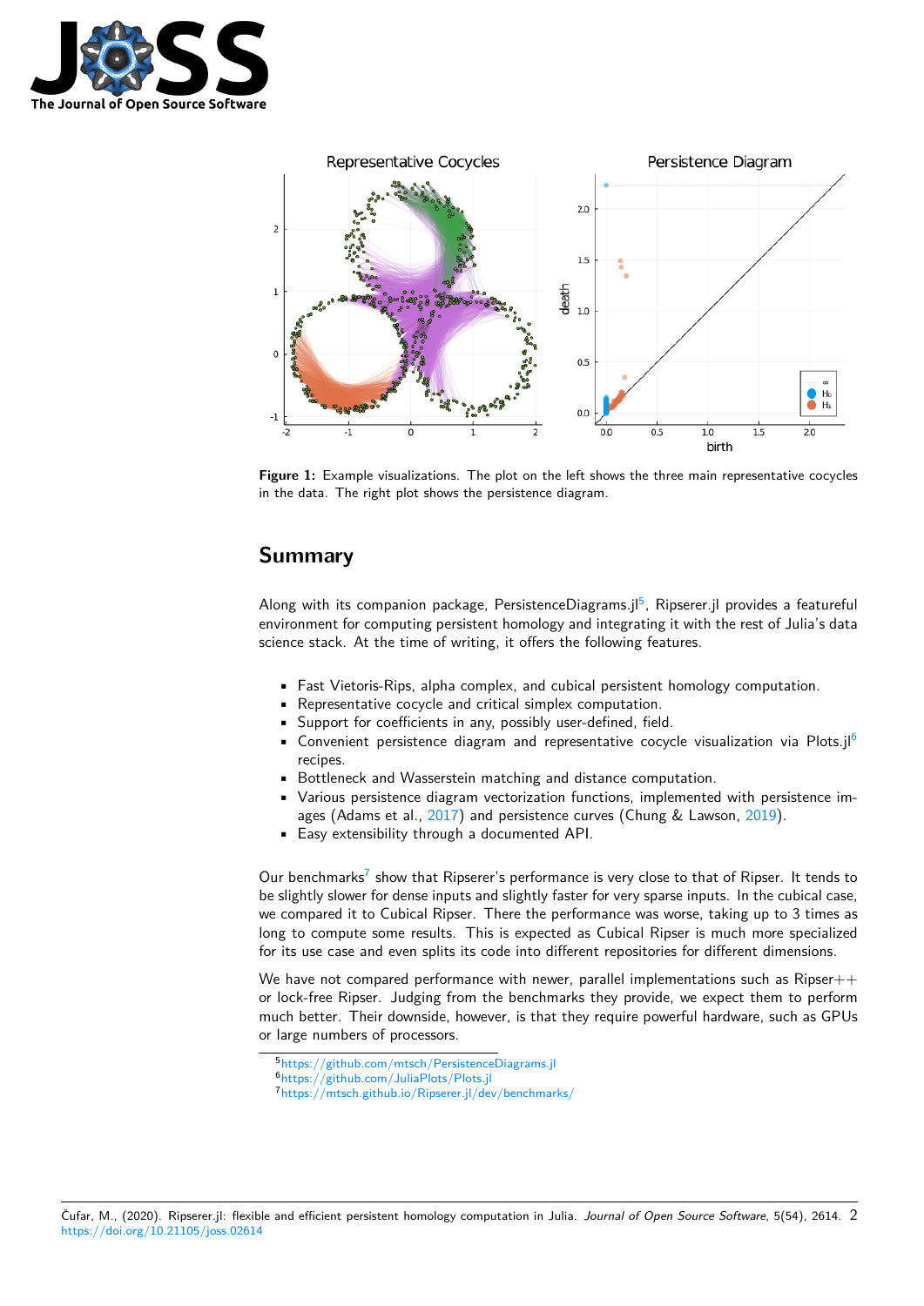**Figure 1:** Example visualizations. The plot on the left shows the three main representative cocycles in the data. The right plot shows the persistence diagram.

## Summary

Along with its companion package, PersistenceDiagrams.jl[5], Ripserer.jl provides a featureful environment for computing persistent homology and integrating it with the rest of Julia's data science stack. At the time of writing, it offers the following features.

- Fast Vietoris-Rips, alpha complex, and cubical persistent homology computation.
- Representative cocycle and critical simplex computation.
- Support for coefficients in any, possibly user-defined, field.
- Convenient persistence diagram and representative cocycle visualization via Plots.jl[6] recipes.
- Bottleneck and Wasserstein matching and distance computation.
- Various persistence diagram vectorization functions, implemented with persistence images (Adams et al., 2017) and persistence curves (Chung & Lawson, 2019).
- Easy extensibility through a documented API.

Our benchmarks[7] show that Ripserer's performance is very close to that of Ripser. It tends to be slightly slower for dense inputs and slightly faster for very sparse inputs. In the cubical case, we compared it to Cubical Ripser. There the performance was worse, taking up to 3 times as long to compute some results. This is expected as Cubical Ripser is much more specialized for its use case and even splits its code into different repositories for different dimensions.

We have not compared performance with newer, parallel implementations such as Ripser++ or lock-free Ripser. Judging from the benchmarks they provide, we expect them to perform much better. Their downside, however, is that they require powerful hardware, such as GPUs or large numbers of processors.

[5] https://github.com/mtsch/PersistenceDiagrams.jl
[6] https://github.com/JuliaPlots/Plots.jl
[7] https://mtsch.github.io/Ripserer.jl/dev/benchmarks/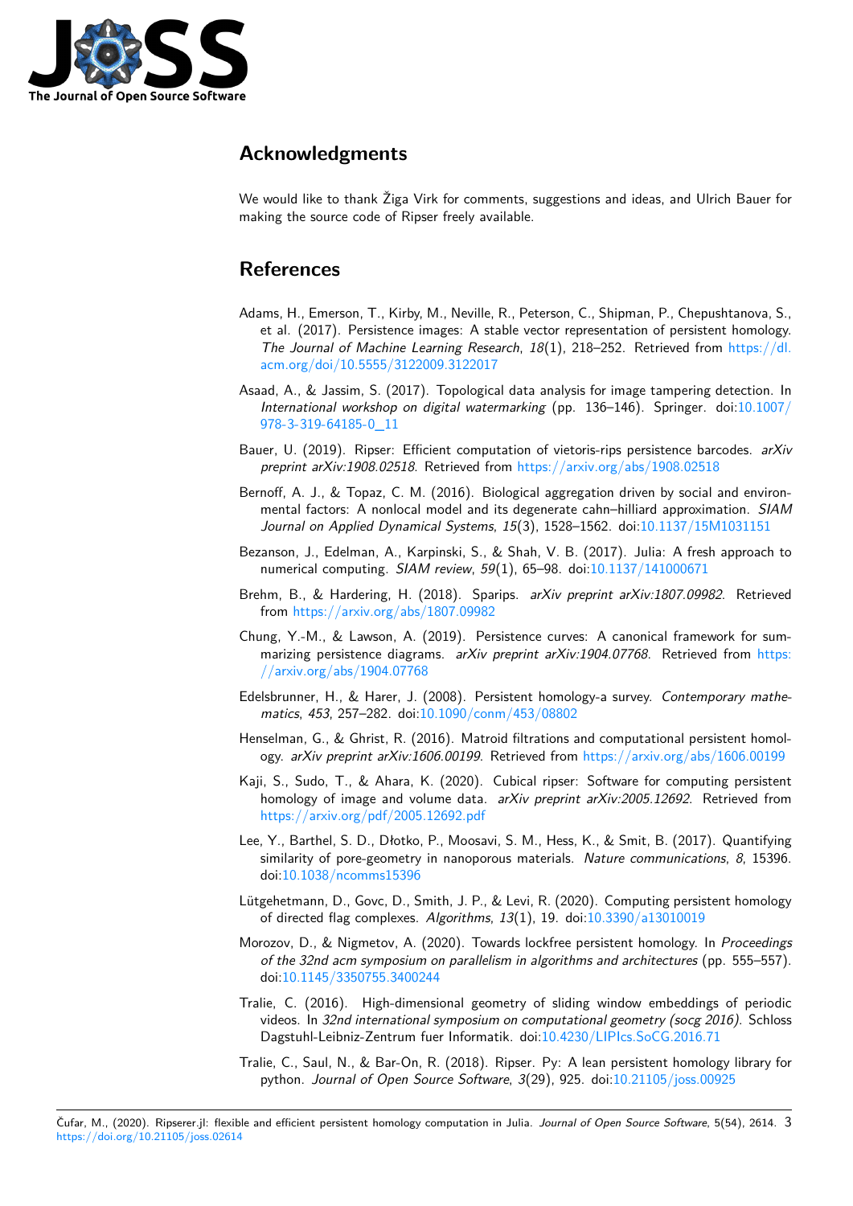## Acknowledgments

We would like to thank Žiga Virk for comments, suggestions and ideas, and Ulrich Bauer for making the source code of Ripser freely available.

## References

Adams, H., Emerson, T., Kirby, M., Neville, R., Peterson, C., Shipman, P., Chepushtanova, S., et al. (2017). Persistence images: A stable vector representation of persistent homology. *The Journal of Machine Learning Research*, *18*(1), 218–252. Retrieved from https://dl.acm.org/doi/10.5555/3122009.3122017

Asaad, A., & Jassim, S. (2017). Topological data analysis for image tampering detection. In *International workshop on digital watermarking* (pp. 136–146). Springer. doi:10.1007/978-3-319-64185-0_11

Bauer, U. (2019). Ripser: Efficient computation of vietoris-rips persistence barcodes. *arXiv preprint arXiv:1908.02518*. Retrieved from https://arxiv.org/abs/1908.02518

Bernoff, A. J., & Topaz, C. M. (2016). Biological aggregation driven by social and environmental factors: A nonlocal model and its degenerate cahn–hilliard approximation. *SIAM Journal on Applied Dynamical Systems*, *15*(3), 1528–1562. doi:10.1137/15M1031151

Bezanson, J., Edelman, A., Karpinski, S., & Shah, V. B. (2017). Julia: A fresh approach to numerical computing. *SIAM review*, *59*(1), 65–98. doi:10.1137/141000671

Brehm, B., & Hardering, H. (2018). Sparips. *arXiv preprint arXiv:1807.09982*. Retrieved from https://arxiv.org/abs/1807.09982

Chung, Y.-M., & Lawson, A. (2019). Persistence curves: A canonical framework for summarizing persistence diagrams. *arXiv preprint arXiv:1904.07768*. Retrieved from https://arxiv.org/abs/1904.07768

Edelsbrunner, H., & Harer, J. (2008). Persistent homology-a survey. *Contemporary mathematics*, *453*, 257–282. doi:10.1090/conm/453/08802

Henselman, G., & Ghrist, R. (2016). Matroid filtrations and computational persistent homology. *arXiv preprint arXiv:1606.00199*. Retrieved from https://arxiv.org/abs/1606.00199

Kaji, S., Sudo, T., & Ahara, K. (2020). Cubical ripser: Software for computing persistent homology of image and volume data. *arXiv preprint arXiv:2005.12692*. Retrieved from https://arxiv.org/pdf/2005.12692.pdf

Lee, Y., Barthel, S. D., Dłotko, P., Moosavi, S. M., Hess, K., & Smit, B. (2017). Quantifying similarity of pore-geometry in nanoporous materials. *Nature communications*, *8*, 15396. doi:10.1038/ncomms15396

Lütgehetmann, D., Govc, D., Smith, J. P., & Levi, R. (2020). Computing persistent homology of directed flag complexes. *Algorithms*, *13*(1), 19. doi:10.3390/a13010019

Morozov, D., & Nigmetov, A. (2020). Towards lockfree persistent homology. In *Proceedings of the 32nd acm symposium on parallelism in algorithms and architectures* (pp. 555–557). doi:10.1145/3350755.3400244

Tralie, C. (2016). High-dimensional geometry of sliding window embeddings of periodic videos. In *32nd international symposium on computational geometry (socg 2016)*. Schloss Dagstuhl-Leibniz-Zentrum fuer Informatik. doi:10.4230/LIPIcs.SoCG.2016.71

Tralie, C., Saul, N., & Bar-On, R. (2018). Ripser. Py: A lean persistent homology library for python. *Journal of Open Source Software*, *3*(29), 925. doi:10.21105/joss.00925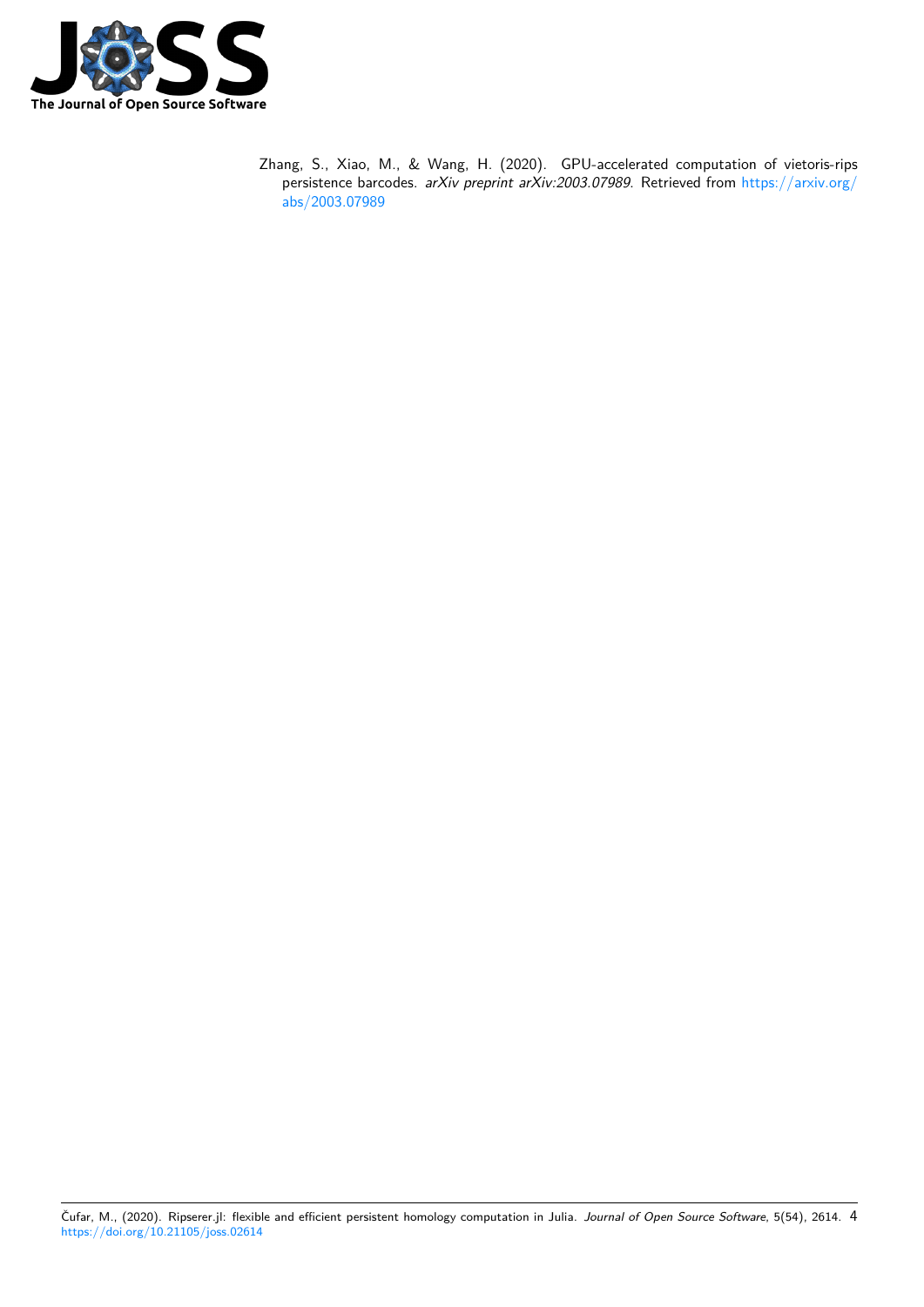Zhang, S., Xiao, M., & Wang, H. (2020). GPU-accelerated computation of vietoris-rips persistence barcodes. *arXiv preprint arXiv:2003.07989*. Retrieved from https://arxiv.org/abs/2003.07989